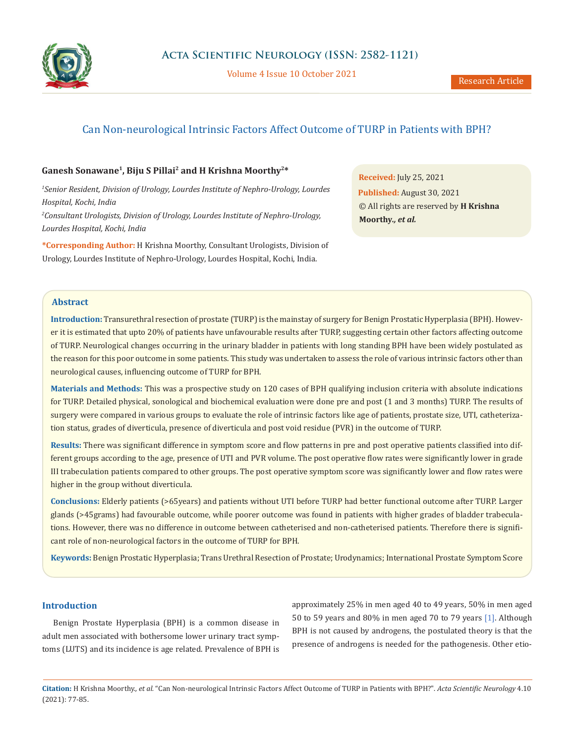# Can Non-neurological Intrinsic Factors Affect Outcome of TURP in Patients with BPH?

**Ganesh Sonawane[1], Biju S Pillai[2] and H Krishna Moorthy[2]***

*[1]Senior Resident, Division of Urology, Lourdes Institute of Nephro-Urology, Lourdes Hospital, Kochi, India*

*[2]Consultant Urologists, Division of Urology, Lourdes Institute of Nephro-Urology, Lourdes Hospital, Kochi, India*

**\*Corresponding Author:** H Krishna Moorthy, Consultant Urologists, Division of Urology, Lourdes Institute of Nephro-Urology, Lourdes Hospital, Kochi, India.

**Received:** July 25, 2021
**Published:** August 30, 2021
© All rights are reserved by **H Krishna Moorthy., *et al.***

## Abstract

**Introduction:** Transurethral resection of prostate (TURP) is the mainstay of surgery for Benign Prostatic Hyperplasia (BPH). However it is estimated that upto 20% of patients have unfavourable results after TURP, suggesting certain other factors affecting outcome of TURP. Neurological changes occurring in the urinary bladder in patients with long standing BPH have been widely postulated as the reason for this poor outcome in some patients. This study was undertaken to assess the role of various intrinsic factors other than neurological causes, influencing outcome of TURP for BPH.

**Materials and Methods:** This was a prospective study on 120 cases of BPH qualifying inclusion criteria with absolute indications for TURP. Detailed physical, sonological and biochemical evaluation were done pre and post (1 and 3 months) TURP. The results of surgery were compared in various groups to evaluate the role of intrinsic factors like age of patients, prostate size, UTI, catheterization status, grades of diverticula, presence of diverticula and post void residue (PVR) in the outcome of TURP.

**Results:** There was significant difference in symptom score and flow patterns in pre and post operative patients classified into different groups according to the age, presence of UTI and PVR volume. The post operative flow rates were significantly lower in grade III trabeculation patients compared to other groups. The post operative symptom score was significantly lower and flow rates were higher in the group without diverticula.

**Conclusions:** Elderly patients (>65years) and patients without UTI before TURP had better functional outcome after TURP. Larger glands (>45grams) had favourable outcome, while poorer outcome was found in patients with higher grades of bladder trabeculations. However, there was no difference in outcome between catheterised and non-catheterised patients. Therefore there is significant role of non-neurological factors in the outcome of TURP for BPH.

**Keywords:** Benign Prostatic Hyperplasia; Trans Urethral Resection of Prostate; Urodynamics; International Prostate Symptom Score

## Introduction

Benign Prostate Hyperplasia (BPH) is a common disease in adult men associated with bothersome lower urinary tract symptoms (LUTS) and its incidence is age related. Prevalence of BPH is approximately 25% in men aged 40 to 49 years, 50% in men aged 50 to 59 years and 80% in men aged 70 to 79 years [1]. Although BPH is not caused by androgens, the postulated theory is that the presence of androgens is needed for the pathogenesis. Other etio-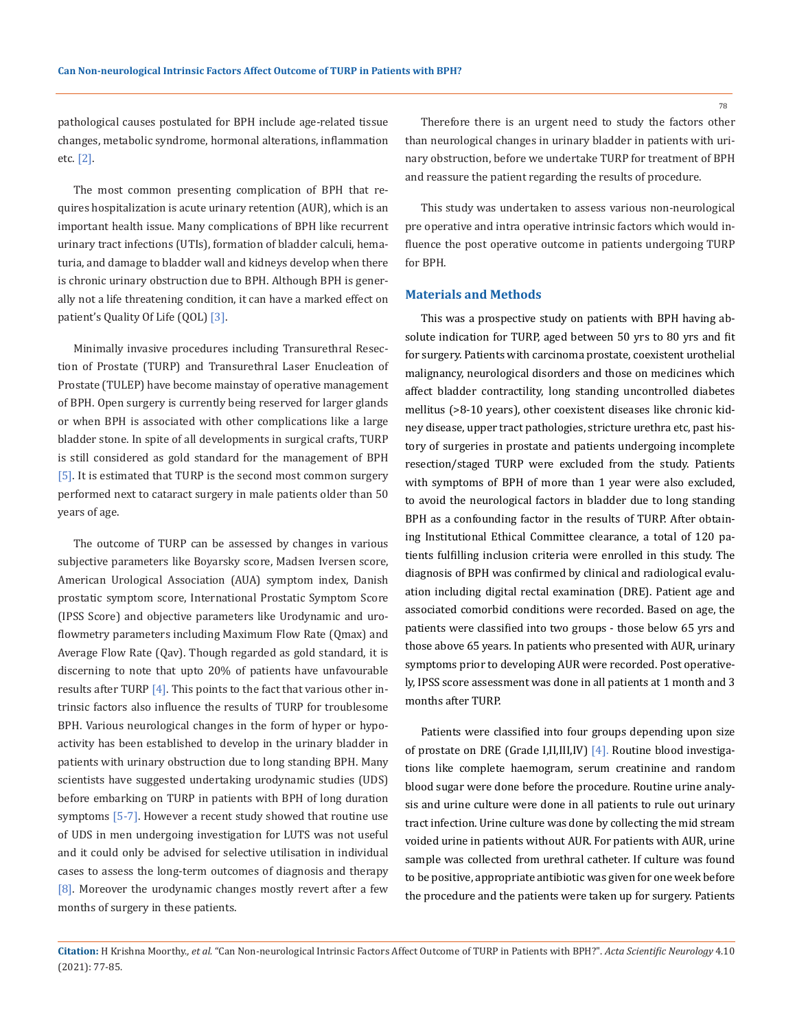pathological causes postulated for BPH include age-related tissue changes, metabolic syndrome, hormonal alterations, inflammation etc. [2].

The most common presenting complication of BPH that requires hospitalization is acute urinary retention (AUR), which is an important health issue. Many complications of BPH like recurrent urinary tract infections (UTIs), formation of bladder calculi, hematuria, and damage to bladder wall and kidneys develop when there is chronic urinary obstruction due to BPH. Although BPH is generally not a life threatening condition, it can have a marked effect on patient's Quality Of Life (QOL) [3].

Minimally invasive procedures including Transurethral Resection of Prostate (TURP) and Transurethral Laser Enucleation of Prostate (TULEP) have become mainstay of operative management of BPH. Open surgery is currently being reserved for larger glands or when BPH is associated with other complications like a large bladder stone. In spite of all developments in surgical crafts, TURP is still considered as gold standard for the management of BPH [5]. It is estimated that TURP is the second most common surgery performed next to cataract surgery in male patients older than 50 years of age.

The outcome of TURP can be assessed by changes in various subjective parameters like Boyarsky score, Madsen Iversen score, American Urological Association (AUA) symptom index, Danish prostatic symptom score, International Prostatic Symptom Score (IPSS Score) and objective parameters like Urodynamic and uroflowmetry parameters including Maximum Flow Rate (Qmax) and Average Flow Rate (Qav). Though regarded as gold standard, it is discerning to note that upto 20% of patients have unfavourable results after TURP [4]. This points to the fact that various other intrinsic factors also influence the results of TURP for troublesome BPH. Various neurological changes in the form of hyper or hypoactivity has been established to develop in the urinary bladder in patients with urinary obstruction due to long standing BPH. Many scientists have suggested undertaking urodynamic studies (UDS) before embarking on TURP in patients with BPH of long duration symptoms [5-7]. However a recent study showed that routine use of UDS in men undergoing investigation for LUTS was not useful and it could only be advised for selective utilisation in individual cases to assess the long-term outcomes of diagnosis and therapy [8]. Moreover the urodynamic changes mostly revert after a few months of surgery in these patients.

Therefore there is an urgent need to study the factors other than neurological changes in urinary bladder in patients with urinary obstruction, before we undertake TURP for treatment of BPH and reassure the patient regarding the results of procedure.

This study was undertaken to assess various non-neurological pre operative and intra operative intrinsic factors which would influence the post operative outcome in patients undergoing TURP for BPH.

## Materials and Methods

This was a prospective study on patients with BPH having absolute indication for TURP, aged between 50 yrs to 80 yrs and fit for surgery. Patients with carcinoma prostate, coexistent urothelial malignancy, neurological disorders and those on medicines which affect bladder contractility, long standing uncontrolled diabetes mellitus (>8-10 years), other coexistent diseases like chronic kidney disease, upper tract pathologies, stricture urethra etc, past history of surgeries in prostate and patients undergoing incomplete resection/staged TURP were excluded from the study. Patients with symptoms of BPH of more than 1 year were also excluded, to avoid the neurological factors in bladder due to long standing BPH as a confounding factor in the results of TURP. After obtaining Institutional Ethical Committee clearance, a total of 120 patients fulfilling inclusion criteria were enrolled in this study. The diagnosis of BPH was confirmed by clinical and radiological evaluation including digital rectal examination (DRE). Patient age and associated comorbid conditions were recorded. Based on age, the patients were classified into two groups - those below 65 yrs and those above 65 years. In patients who presented with AUR, urinary symptoms prior to developing AUR were recorded. Post operatively, IPSS score assessment was done in all patients at 1 month and 3 months after TURP.

Patients were classified into four groups depending upon size of prostate on DRE (Grade I,II,III,IV) [4]. Routine blood investigations like complete haemogram, serum creatinine and random blood sugar were done before the procedure. Routine urine analysis and urine culture were done in all patients to rule out urinary tract infection. Urine culture was done by collecting the mid stream voided urine in patients without AUR. For patients with AUR, urine sample was collected from urethral catheter. If culture was found to be positive, appropriate antibiotic was given for one week before the procedure and the patients were taken up for surgery. Patients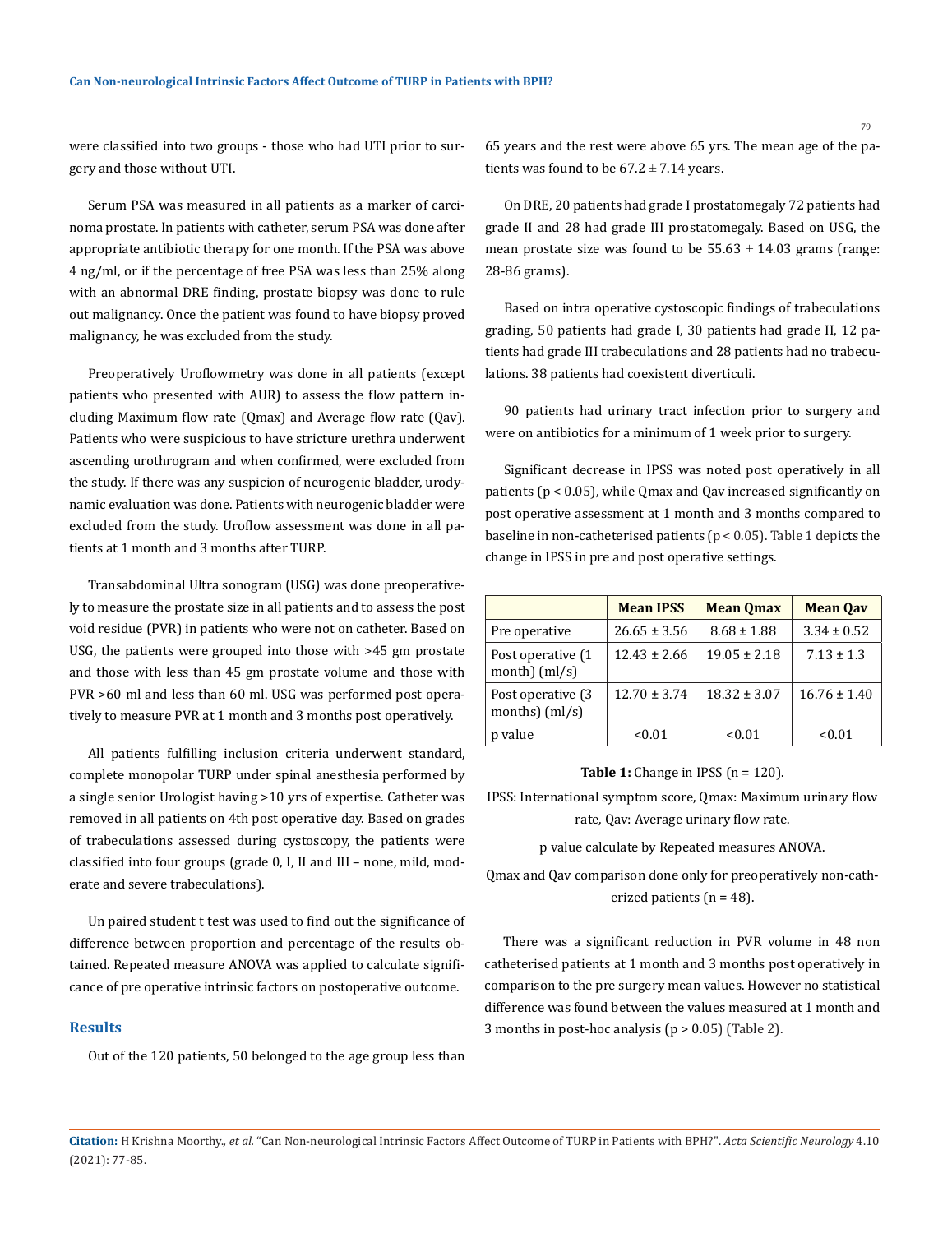were classified into two groups - those who had UTI prior to surgery and those without UTI.

Serum PSA was measured in all patients as a marker of carcinoma prostate. In patients with catheter, serum PSA was done after appropriate antibiotic therapy for one month. If the PSA was above 4 ng/ml, or if the percentage of free PSA was less than 25% along with an abnormal DRE finding, prostate biopsy was done to rule out malignancy. Once the patient was found to have biopsy proved malignancy, he was excluded from the study.

Preoperatively Uroflowmetry was done in all patients (except patients who presented with AUR) to assess the flow pattern including Maximum flow rate (Qmax) and Average flow rate (Qav). Patients who were suspicious to have stricture urethra underwent ascending urothrogram and when confirmed, were excluded from the study. If there was any suspicion of neurogenic bladder, urodynamic evaluation was done. Patients with neurogenic bladder were excluded from the study. Uroflow assessment was done in all patients at 1 month and 3 months after TURP.

Transabdominal Ultra sonogram (USG) was done preoperatively to measure the prostate size in all patients and to assess the post void residue (PVR) in patients who were not on catheter. Based on USG, the patients were grouped into those with >45 gm prostate and those with less than 45 gm prostate volume and those with PVR >60 ml and less than 60 ml. USG was performed post operatively to measure PVR at 1 month and 3 months post operatively.

All patients fulfilling inclusion criteria underwent standard, complete monopolar TURP under spinal anesthesia performed by a single senior Urologist having >10 yrs of expertise. Catheter was removed in all patients on 4th post operative day. Based on grades of trabeculations assessed during cystoscopy, the patients were classified into four groups (grade 0, I, II and III – none, mild, moderate and severe trabeculations).

Un paired student t test was used to find out the significance of difference between proportion and percentage of the results obtained. Repeated measure ANOVA was applied to calculate significance of pre operative intrinsic factors on postoperative outcome.

## Results

Out of the 120 patients, 50 belonged to the age group less than 65 years and the rest were above 65 yrs. The mean age of the patients was found to be $67.2 \pm 7.14$ years.

On DRE, 20 patients had grade I prostatomegaly 72 patients had grade II and 28 had grade III prostatomegaly. Based on USG, the mean prostate size was found to be $55.63 \pm 14.03$ grams (range: 28-86 grams).

Based on intra operative cystoscopic findings of trabeculations grading, 50 patients had grade I, 30 patients had grade II, 12 patients had grade III trabeculations and 28 patients had no trabeculations. 38 patients had coexistent diverticuli.

90 patients had urinary tract infection prior to surgery and were on antibiotics for a minimum of 1 week prior to surgery.

Significant decrease in IPSS was noted post operatively in all patients ($p < 0.05$), while Qmax and Qav increased significantly on post operative assessment at 1 month and 3 months compared to baseline in non-catheterised patients ($p < 0.05$). Table 1 depicts the change in IPSS in pre and post operative settings.

| | Mean IPSS | Mean Qmax | Mean Qav |
|---|---|---|---|
| Pre operative | $26.65 \pm 3.56$ | $8.68 \pm 1.88$ | $3.34 \pm 0.52$ |
| Post operative (1 month) (ml/s) | $12.43 \pm 2.66$ | $19.05 \pm 2.18$ | $7.13 \pm 1.3$ |
| Post operative (3 months) (ml/s) | $12.70 \pm 3.74$ | $18.32 \pm 3.07$ | $16.76 \pm 1.40$ |
| p value | <0.01 | <0.01 | <0.01 |

**Table 1:** Change in IPSS (n = 120).

IPSS: International symptom score, Qmax: Maximum urinary flow rate, Qav: Average urinary flow rate.

p value calculate by Repeated measures ANOVA.

Qmax and Qav comparison done only for preoperatively non-catherized patients (n = 48).

There was a significant reduction in PVR volume in 48 non catheterised patients at 1 month and 3 months post operatively in comparison to the pre surgery mean values. However no statistical difference was found between the values measured at 1 month and 3 months in post-hoc analysis ($p > 0.05$) (Table 2).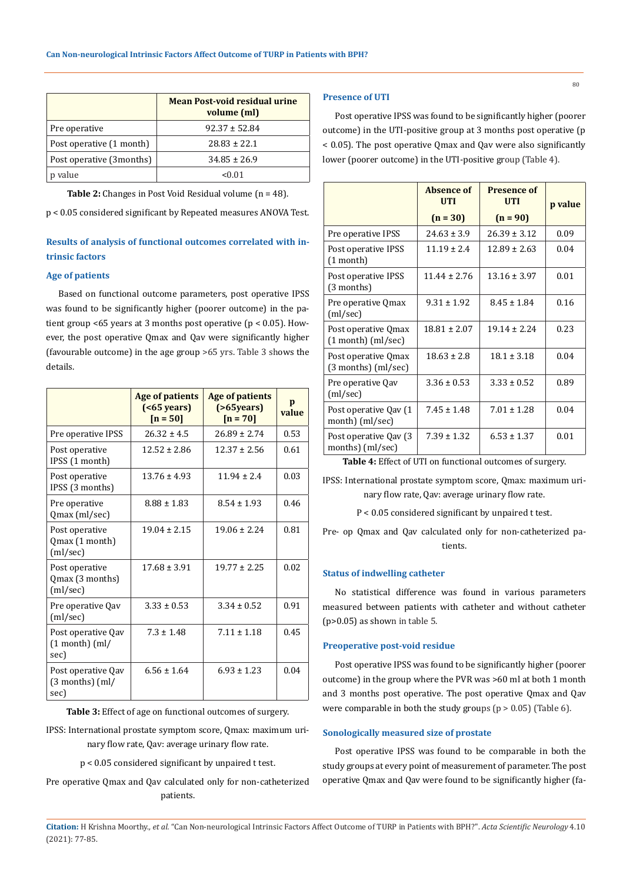|  | Mean Post-void residual urine volume (ml) |
|---|---|
| Pre operative | 92.37 ± 52.84 |
| Post operative (1 month) | 28.83 ± 22.1 |
| Post operative (3months) | 34.85 ± 26.9 |
| p value | <0.01 |

**Table 2:** Changes in Post Void Residual volume (n = 48).

$p < 0.05$ considered significant by Repeated measures ANOVA Test.

### Results of analysis of functional outcomes correlated with intrinsic factors

#### Age of patients

Based on functional outcome parameters, post operative IPSS was found to be significantly higher (poorer outcome) in the patient group <65 years at 3 months post operative ($p < 0.05$). However, the post operative Qmax and Qav were significantly higher (favourable outcome) in the age group >65 yrs. Table 3 shows the details.

|  | Age of patients (<65 years) [n = 50] | Age of patients (>65years) [n = 70] | p value |
|---|---|---|---|
| Pre operative IPSS | 26.32 ± 4.5 | 26.89 ± 2.74 | 0.53 |
| Post operative IPSS (1 month) | 12.52 ± 2.86 | 12.37 ± 2.56 | 0.61 |
| Post operative IPSS (3 months) | 13.76 ± 4.93 | 11.94 ± 2.4 | 0.03 |
| Pre operative Qmax (ml/sec) | 8.88 ± 1.83 | 8.54 ± 1.93 | 0.46 |
| Post operative Qmax (1 month) (ml/sec) | 19.04 ± 2.15 | 19.06 ± 2.24 | 0.81 |
| Post operative Qmax (3 months) (ml/sec) | 17.68 ± 3.91 | 19.77 ± 2.25 | 0.02 |
| Pre operative Qav (ml/sec) | 3.33 ± 0.53 | 3.34 ± 0.52 | 0.91 |
| Post operative Qav (1 month) (ml/sec) | 7.3 ± 1.48 | 7.11 ± 1.18 | 0.45 |
| Post operative Qav (3 months) (ml/sec) | 6.56 ± 1.64 | 6.93 ± 1.23 | 0.04 |

**Table 3:** Effect of age on functional outcomes of surgery.

IPSS: International prostate symptom score, Qmax: maximum urinary flow rate, Qav: average urinary flow rate.

$p < 0.05$ considered significant by unpaired t test.

Pre operative Qmax and Qav calculated only for non-catheterized patients.

#### Presence of UTI

Post operative IPSS was found to be significantly higher (poorer outcome) in the UTI-positive group at 3 months post operative ($p < 0.05$). The post operative Qmax and Qav were also significantly lower (poorer outcome) in the UTI-positive group (Table 4).

|  | Absence of UTI (n = 30) | Presence of UTI (n = 90) | p value |
|---|---|---|---|
| Pre operative IPSS | 24.63 ± 3.9 | 26.39 ± 3.12 | 0.09 |
| Post operative IPSS (1 month) | 11.19 ± 2.4 | 12.89 ± 2.63 | 0.04 |
| Post operative IPSS (3 months) | 11.44 ± 2.76 | 13.16 ± 3.97 | 0.01 |
| Pre operative Qmax (ml/sec) | 9.31 ± 1.92 | 8.45 ± 1.84 | 0.16 |
| Post operative Qmax (1 month) (ml/sec) | 18.81 ± 2.07 | 19.14 ± 2.24 | 0.23 |
| Post operative Qmax (3 months) (ml/sec) | 18.63 ± 2.8 | 18.1 ± 3.18 | 0.04 |
| Pre operative Qav (ml/sec) | 3.36 ± 0.53 | 3.33 ± 0.52 | 0.89 |
| Post operative Qav (1 month) (ml/sec) | 7.45 ± 1.48 | 7.01 ± 1.28 | 0.04 |
| Post operative Qav (3 months) (ml/sec) | 7.39 ± 1.32 | 6.53 ± 1.37 | 0.01 |

**Table 4:** Effect of UTI on functional outcomes of surgery.

IPSS: International prostate symptom score, Qmax: maximum urinary flow rate, Qav: average urinary flow rate.

$P < 0.05$ considered significant by unpaired t test.

Pre- op Qmax and Qav calculated only for non-catheterized patients.

#### Status of indwelling catheter

No statistical difference was found in various parameters measured between patients with catheter and without catheter ($p>0.05$) as shown in table 5.

#### Preoperative post-void residue

Post operative IPSS was found to be significantly higher (poorer outcome) in the group where the PVR was >60 ml at both 1 month and 3 months post operative. The post operative Qmax and Qav were comparable in both the study groups ($p > 0.05$) (Table 6).

#### Sonologically measured size of prostate

Post operative IPSS was found to be comparable in both the study groups at every point of measurement of parameter. The post operative Qmax and Qav were found to be significantly higher (fa-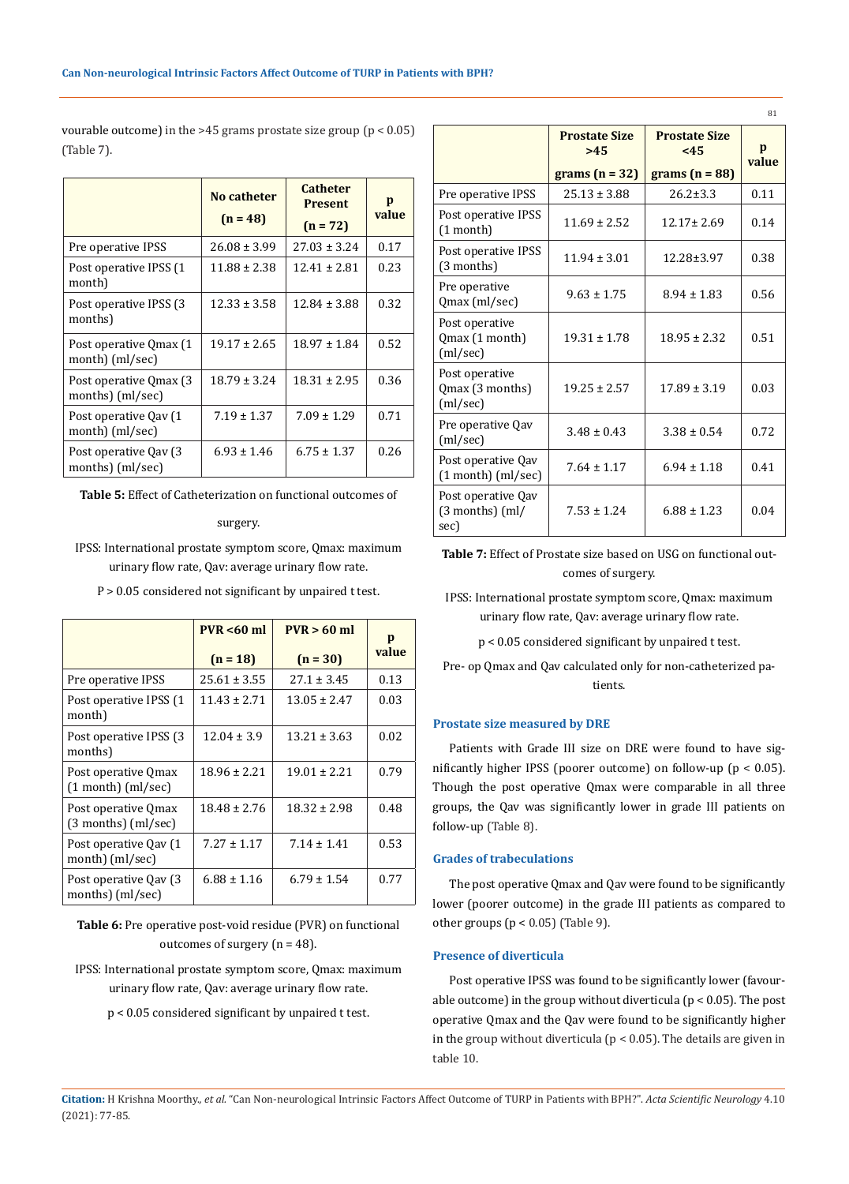vourable outcome) in the >45 grams prostate size group ($p < 0.05$) (Table 7).

| | No catheter (n = 48) | Catheter Present (n = 72) | p value |
|---|---|---|---|
| Pre operative IPSS | 26.08 ± 3.99 | 27.03 ± 3.24 | 0.17 |
| Post operative IPSS (1 month) | 11.88 ± 2.38 | 12.41 ± 2.81 | 0.23 |
| Post operative IPSS (3 months) | 12.33 ± 3.58 | 12.84 ± 3.88 | 0.32 |
| Post operative Qmax (1 month) (ml/sec) | 19.17 ± 2.65 | 18.97 ± 1.84 | 0.52 |
| Post operative Qmax (3 months) (ml/sec) | 18.79 ± 3.24 | 18.31 ± 2.95 | 0.36 |
| Post operative Qav (1 month) (ml/sec) | 7.19 ± 1.37 | 7.09 ± 1.29 | 0.71 |
| Post operative Qav (3 months) (ml/sec) | 6.93 ± 1.46 | 6.75 ± 1.37 | 0.26 |

**Table 5:** Effect of Catheterization on functional outcomes of surgery.

IPSS: International prostate symptom score, Qmax: maximum urinary flow rate, Qav: average urinary flow rate.

P > 0.05 considered not significant by unpaired t test.

| | PVR <60 ml (n = 18) | PVR > 60 ml (n = 30) | p value |
|---|---|---|---|
| Pre operative IPSS | 25.61 ± 3.55 | 27.1 ± 3.45 | 0.13 |
| Post operative IPSS (1 month) | 11.43 ± 2.71 | 13.05 ± 2.47 | 0.03 |
| Post operative IPSS (3 months) | 12.04 ± 3.9 | 13.21 ± 3.63 | 0.02 |
| Post operative Qmax (1 month) (ml/sec) | 18.96 ± 2.21 | 19.01 ± 2.21 | 0.79 |
| Post operative Qmax (3 months) (ml/sec) | 18.48 ± 2.76 | 18.32 ± 2.98 | 0.48 |
| Post operative Qav (1 month) (ml/sec) | 7.27 ± 1.17 | 7.14 ± 1.41 | 0.53 |
| Post operative Qav (3 months) (ml/sec) | 6.88 ± 1.16 | 6.79 ± 1.54 | 0.77 |

**Table 6:** Pre operative post-void residue (PVR) on functional outcomes of surgery (n = 48).

IPSS: International prostate symptom score, Qmax: maximum urinary flow rate, Qav: average urinary flow rate.

p < 0.05 considered significant by unpaired t test.

| | Prostate Size >45 grams (n = 32) | Prostate Size <45 grams (n = 88) | p value |
|---|---|---|---|
| Pre operative IPSS | 25.13 ± 3.88 | 26.2±3.3 | 0.11 |
| Post operative IPSS (1 month) | 11.69 ± 2.52 | 12.17± 2.69 | 0.14 |
| Post operative IPSS (3 months) | 11.94 ± 3.01 | 12.28±3.97 | 0.38 |
| Pre operative Qmax (ml/sec) | 9.63 ± 1.75 | 8.94 ± 1.83 | 0.56 |
| Post operative Qmax (1 month) (ml/sec) | 19.31 ± 1.78 | 18.95 ± 2.32 | 0.51 |
| Post operative Qmax (3 months) (ml/sec) | 19.25 ± 2.57 | 17.89 ± 3.19 | 0.03 |
| Pre operative Qav (ml/sec) | 3.48 ± 0.43 | 3.38 ± 0.54 | 0.72 |
| Post operative Qav (1 month) (ml/sec) | 7.64 ± 1.17 | 6.94 ± 1.18 | 0.41 |
| Post operative Qav (3 months) (ml/sec) | 7.53 ± 1.24 | 6.88 ± 1.23 | 0.04 |

**Table 7:** Effect of Prostate size based on USG on functional outcomes of surgery.

IPSS: International prostate symptom score, Qmax: maximum urinary flow rate, Qav: average urinary flow rate.

p < 0.05 considered significant by unpaired t test.

Pre- op Qmax and Qav calculated only for non-catheterized patients.

### Prostate size measured by DRE

Patients with Grade III size on DRE were found to have significantly higher IPSS (poorer outcome) on follow-up ($p < 0.05$). Though the post operative Qmax were comparable in all three groups, the Qav was significantly lower in grade III patients on follow-up (Table 8).

### Grades of trabeculations

The post operative Qmax and Qav were found to be significantly lower (poorer outcome) in the grade III patients as compared to other groups ($p < 0.05$) (Table 9).

### Presence of diverticula

Post operative IPSS was found to be significantly lower (favourable outcome) in the group without diverticula ($p < 0.05$). The post operative Qmax and the Qav were found to be significantly higher in the group without diverticula ($p < 0.05$). The details are given in table 10.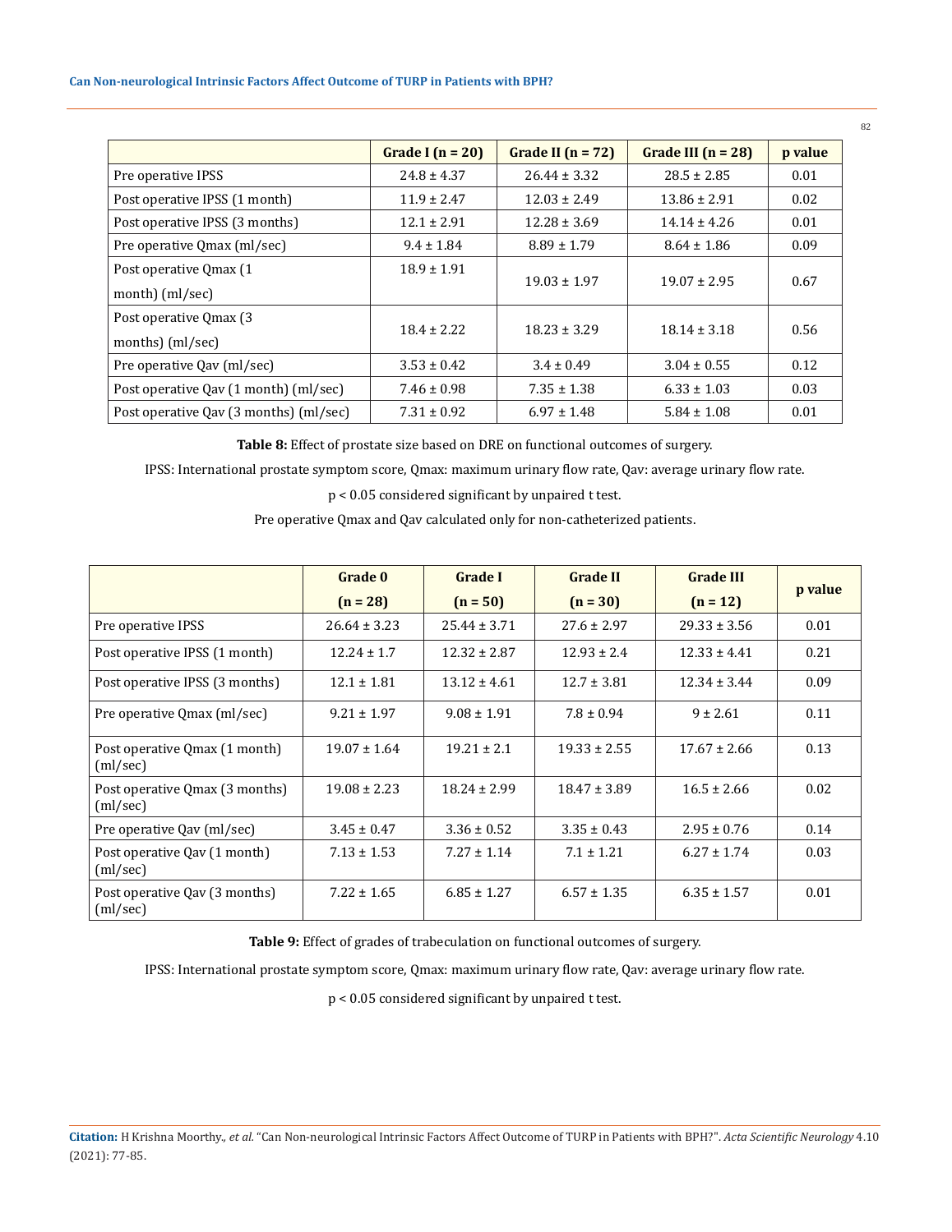|  | Grade I (n = 20) | Grade II (n = 72) | Grade III (n = 28) | p value |
| --- | --- | --- | --- | --- |
| Pre operative IPSS | 24.8 ± 4.37 | 26.44 ± 3.32 | 28.5 ± 2.85 | 0.01 |
| Post operative IPSS (1 month) | 11.9 ± 2.47 | 12.03 ± 2.49 | 13.86 ± 2.91 | 0.02 |
| Post operative IPSS (3 months) | 12.1 ± 2.91 | 12.28 ± 3.69 | 14.14 ± 4.26 | 0.01 |
| Pre operative Qmax (ml/sec) | 9.4 ± 1.84 | 8.89 ± 1.79 | 8.64 ± 1.86 | 0.09 |
| Post operative Qmax (1 month) (ml/sec) | 18.9 ± 1.91 | 19.03 ± 1.97 | 19.07 ± 2.95 | 0.67 |
| Post operative Qmax (3 months) (ml/sec) | 18.4 ± 2.22 | 18.23 ± 3.29 | 18.14 ± 3.18 | 0.56 |
| Pre operative Qav (ml/sec) | 3.53 ± 0.42 | 3.4 ± 0.49 | 3.04 ± 0.55 | 0.12 |
| Post operative Qav (1 month) (ml/sec) | 7.46 ± 0.98 | 7.35 ± 1.38 | 6.33 ± 1.03 | 0.03 |
| Post operative Qav (3 months) (ml/sec) | 7.31 ± 0.92 | 6.97 ± 1.48 | 5.84 ± 1.08 | 0.01 |

**Table 8:** Effect of prostate size based on DRE on functional outcomes of surgery.

IPSS: International prostate symptom score, Qmax: maximum urinary flow rate, Qav: average urinary flow rate.

$p < 0.05$ considered significant by unpaired t test.

Pre operative Qmax and Qav calculated only for non-catheterized patients.

|  | Grade 0 (n = 28) | Grade I (n = 50) | Grade II (n = 30) | Grade III (n = 12) | p value |
| --- | --- | --- | --- | --- | --- |
| Pre operative IPSS | 26.64 ± 3.23 | 25.44 ± 3.71 | 27.6 ± 2.97 | 29.33 ± 3.56 | 0.01 |
| Post operative IPSS (1 month) | 12.24 ± 1.7 | 12.32 ± 2.87 | 12.93 ± 2.4 | 12.33 ± 4.41 | 0.21 |
| Post operative IPSS (3 months) | 12.1 ± 1.81 | 13.12 ± 4.61 | 12.7 ± 3.81 | 12.34 ± 3.44 | 0.09 |
| Pre operative Qmax (ml/sec) | 9.21 ± 1.97 | 9.08 ± 1.91 | 7.8 ± 0.94 | 9 ± 2.61 | 0.11 |
| Post operative Qmax (1 month) (ml/sec) | 19.07 ± 1.64 | 19.21 ± 2.1 | 19.33 ± 2.55 | 17.67 ± 2.66 | 0.13 |
| Post operative Qmax (3 months) (ml/sec) | 19.08 ± 2.23 | 18.24 ± 2.99 | 18.47 ± 3.89 | 16.5 ± 2.66 | 0.02 |
| Pre operative Qav (ml/sec) | 3.45 ± 0.47 | 3.36 ± 0.52 | 3.35 ± 0.43 | 2.95 ± 0.76 | 0.14 |
| Post operative Qav (1 month) (ml/sec) | 7.13 ± 1.53 | 7.27 ± 1.14 | 7.1 ± 1.21 | 6.27 ± 1.74 | 0.03 |
| Post operative Qav (3 months) (ml/sec) | 7.22 ± 1.65 | 6.85 ± 1.27 | 6.57 ± 1.35 | 6.35 ± 1.57 | 0.01 |

**Table 9:** Effect of grades of trabeculation on functional outcomes of surgery.

IPSS: International prostate symptom score, Qmax: maximum urinary flow rate, Qav: average urinary flow rate.

$p < 0.05$ considered significant by unpaired t test.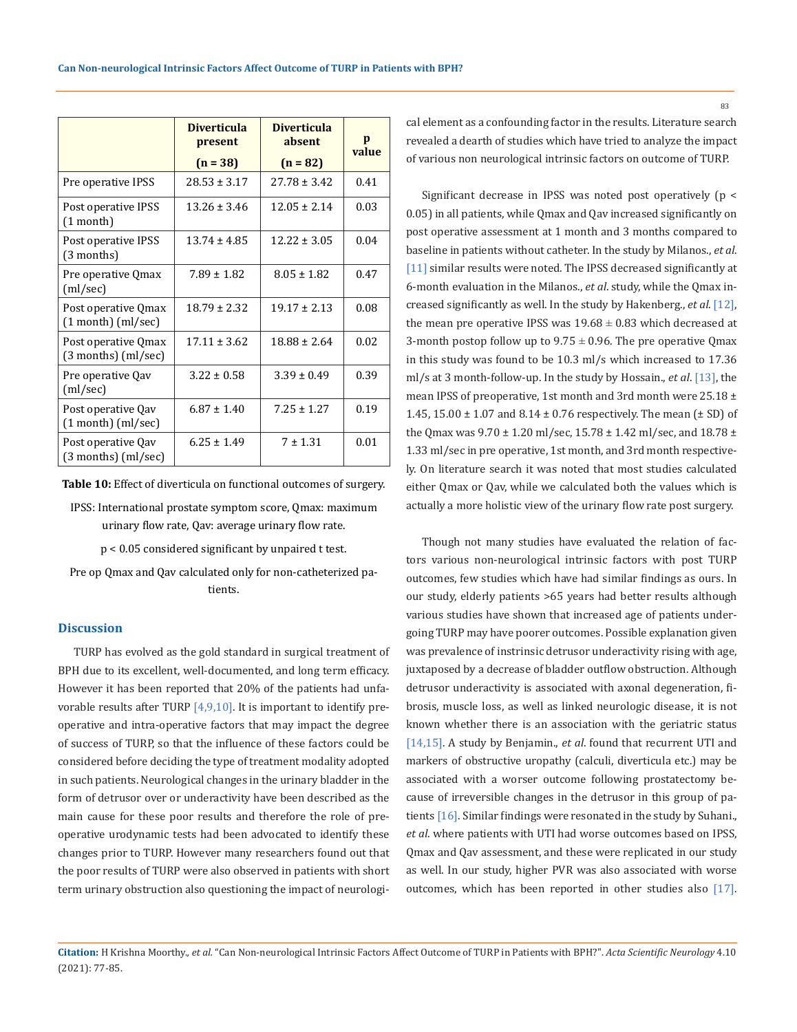| | Diverticula present (n = 38) | Diverticula absent (n = 82) | p value |
|---|---|---|---|
| Pre operative IPSS | 28.53 ± 3.17 | 27.78 ± 3.42 | 0.41 |
| Post operative IPSS (1 month) | 13.26 ± 3.46 | 12.05 ± 2.14 | 0.03 |
| Post operative IPSS (3 months) | 13.74 ± 4.85 | 12.22 ± 3.05 | 0.04 |
| Pre operative Qmax (ml/sec) | 7.89 ± 1.82 | 8.05 ± 1.82 | 0.47 |
| Post operative Qmax (1 month) (ml/sec) | 18.79 ± 2.32 | 19.17 ± 2.13 | 0.08 |
| Post operative Qmax (3 months) (ml/sec) | 17.11 ± 3.62 | 18.88 ± 2.64 | 0.02 |
| Pre operative Qav (ml/sec) | 3.22 ± 0.58 | 3.39 ± 0.49 | 0.39 |
| Post operative Qav (1 month) (ml/sec) | 6.87 ± 1.40 | 7.25 ± 1.27 | 0.19 |
| Post operative Qav (3 months) (ml/sec) | 6.25 ± 1.49 | 7 ± 1.31 | 0.01 |

**Table 10:** Effect of diverticula on functional outcomes of surgery.

IPSS: International prostate symptom score, Qmax: maximum urinary flow rate, Qav: average urinary flow rate.

$p < 0.05$ considered significant by unpaired t test.

Pre op Qmax and Qav calculated only for non-catheterized patients.

## Discussion

TURP has evolved as the gold standard in surgical treatment of BPH due to its excellent, well-documented, and long term efficacy. However it has been reported that 20% of the patients had unfavorable results after TURP [4,9,10]. It is important to identify preoperative and intra-operative factors that may impact the degree of success of TURP, so that the influence of these factors could be considered before deciding the type of treatment modality adopted in such patients. Neurological changes in the urinary bladder in the form of detrusor over or underactivity have been described as the main cause for these poor results and therefore the role of preoperative urodynamic tests had been advocated to identify these changes prior to TURP. However many researchers found out that the poor results of TURP were also observed in patients with short term urinary obstruction also questioning the impact of neurological element as a confounding factor in the results. Literature search revealed a dearth of studies which have tried to analyze the impact of various non neurological intrinsic factors on outcome of TURP.

Significant decrease in IPSS was noted post operatively ($p < 0.05$) in all patients, while Qmax and Qav increased significantly on post operative assessment at 1 month and 3 months compared to baseline in patients without catheter. In the study by Milanos., *et al*. [11] similar results were noted. The IPSS decreased significantly at 6-month evaluation in the Milanos., *et al*. study, while the Qmax increased significantly as well. In the study by Hakenberg., *et al*. [12], the mean pre operative IPSS was 19.68 ± 0.83 which decreased at 3-month postop follow up to 9.75 ± 0.96. The pre operative Qmax in this study was found to be 10.3 ml/s which increased to 17.36 ml/s at 3 month-follow-up. In the study by Hossain., *et al*. [13], the mean IPSS of preoperative, 1st month and 3rd month were 25.18 ± 1.45, 15.00 ± 1.07 and 8.14 ± 0.76 respectively. The mean (± SD) of the Qmax was 9.70 ± 1.20 ml/sec, 15.78 ± 1.42 ml/sec, and 18.78 ± 1.33 ml/sec in pre operative, 1st month, and 3rd month respectively. On literature search it was noted that most studies calculated either Qmax or Qav, while we calculated both the values which is actually a more holistic view of the urinary flow rate post surgery.

Though not many studies have evaluated the relation of factors various non-neurological intrinsic factors with post TURP outcomes, few studies which have had similar findings as ours. In our study, elderly patients >65 years had better results although various studies have shown that increased age of patients undergoing TURP may have poorer outcomes. Possible explanation given was prevalence of instrinsic detrusor underactivity rising with age, juxtaposed by a decrease of bladder outflow obstruction. Although detrusor underactivity is associated with axonal degeneration, fibrosis, muscle loss, as well as linked neurologic disease, it is not known whether there is an association with the geriatric status [14,15]. A study by Benjamin., *et al*. found that recurrent UTI and markers of obstructive uropathy (calculi, diverticula etc.) may be associated with a worser outcome following prostatectomy because of irreversible changes in the detrusor in this group of patients [16]. Similar findings were resonated in the study by Suhani., *et al*. where patients with UTI had worse outcomes based on IPSS, Qmax and Qav assessment, and these were replicated in our study as well. In our study, higher PVR was also associated with worse outcomes, which has been reported in other studies also [17].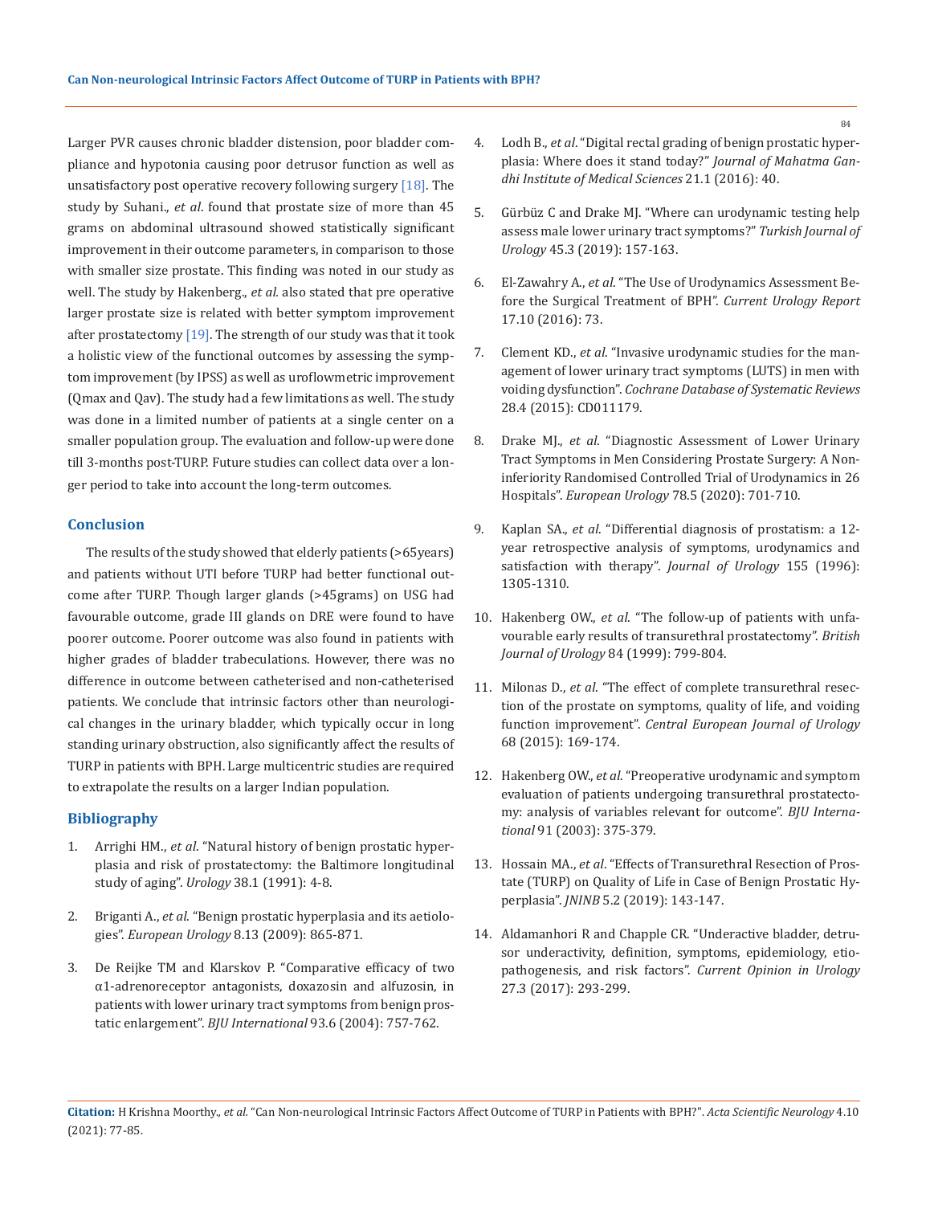Larger PVR causes chronic bladder distension, poor bladder compliance and hypotonia causing poor detrusor function as well as unsatisfactory post operative recovery following surgery [18]. The study by Suhani., *et al*. found that prostate size of more than 45 grams on abdominal ultrasound showed statistically significant improvement in their outcome parameters, in comparison to those with smaller size prostate. This finding was noted in our study as well. The study by Hakenberg., *et al.* also stated that pre operative larger prostate size is related with better symptom improvement after prostatectomy [19]. The strength of our study was that it took a holistic view of the functional outcomes by assessing the symptom improvement (by IPSS) as well as uroflowmetric improvement (Qmax and Qav). The study had a few limitations as well. The study was done in a limited number of patients at a single center on a smaller population group. The evaluation and follow-up were done till 3-months post-TURP. Future studies can collect data over a longer period to take into account the long-term outcomes.

## Conclusion

The results of the study showed that elderly patients (>65years) and patients without UTI before TURP had better functional outcome after TURP. Though larger glands (>45grams) on USG had favourable outcome, grade III glands on DRE were found to have poorer outcome. Poorer outcome was also found in patients with higher grades of bladder trabeculations. However, there was no difference in outcome between catheterised and non-catheterised patients. We conclude that intrinsic factors other than neurological changes in the urinary bladder, which typically occur in long standing urinary obstruction, also significantly affect the results of TURP in patients with BPH. Large multicentric studies are required to extrapolate the results on a larger Indian population.

## Bibliography

1. Arrighi HM., *et al*. "Natural history of benign prostatic hyperplasia and risk of prostatectomy: the Baltimore longitudinal study of aging". *Urology* 38.1 (1991): 4-8.
2. Briganti A., *et al*. "Benign prostatic hyperplasia and its aetiologies". *European Urology* 8.13 (2009): 865-871.
3. De Reijke TM and Klarskov P. "Comparative efficacy of two α1-adrenoreceptor antagonists, doxazosin and alfuzosin, in patients with lower urinary tract symptoms from benign prostatic enlargement". *BJU International* 93.6 (2004): 757-762.
4. Lodh B., *et al*. "Digital rectal grading of benign prostatic hyperplasia: Where does it stand today?" *Journal of Mahatma Gandhi Institute of Medical Sciences* 21.1 (2016): 40.
5. Gürbüz C and Drake MJ. "Where can urodynamic testing help assess male lower urinary tract symptoms?" *Turkish Journal of Urology* 45.3 (2019): 157-163.
6. El-Zawahry A., *et al*. "The Use of Urodynamics Assessment Before the Surgical Treatment of BPH". *Current Urology Report* 17.10 (2016): 73.
7. Clement KD., *et al*. "Invasive urodynamic studies for the management of lower urinary tract symptoms (LUTS) in men with voiding dysfunction". *Cochrane Database of Systematic Reviews* 28.4 (2015): CD011179.
8. Drake MJ., *et al*. "Diagnostic Assessment of Lower Urinary Tract Symptoms in Men Considering Prostate Surgery: A Noninferiority Randomised Controlled Trial of Urodynamics in 26 Hospitals". *European Urology* 78.5 (2020): 701-710.
9. Kaplan SA., *et al*. "Differential diagnosis of prostatism: a 12-year retrospective analysis of symptoms, urodynamics and satisfaction with therapy". *Journal of Urology* 155 (1996): 1305-1310.
10. Hakenberg OW., *et al.* "The follow-up of patients with unfavourable early results of transurethral prostatectomy". *British Journal of Urology* 84 (1999): 799-804.
11. Milonas D., *et al*. "The effect of complete transurethral resection of the prostate on symptoms, quality of life, and voiding function improvement". *Central European Journal of Urology* 68 (2015): 169-174.
12. Hakenberg OW., *et al*. "Preoperative urodynamic and symptom evaluation of patients undergoing transurethral prostatectomy: analysis of variables relevant for outcome". *BJU International* 91 (2003): 375-379.
13. Hossain MA., *et al*. "Effects of Transurethral Resection of Prostate (TURP) on Quality of Life in Case of Benign Prostatic Hyperplasia". *JNINB* 5.2 (2019): 143-147.
14. Aldamanhori R and Chapple CR. "Underactive bladder, detrusor underactivity, definition, symptoms, epidemiology, etiopathogenesis, and risk factors". *Current Opinion in Urology* 27.3 (2017): 293-299.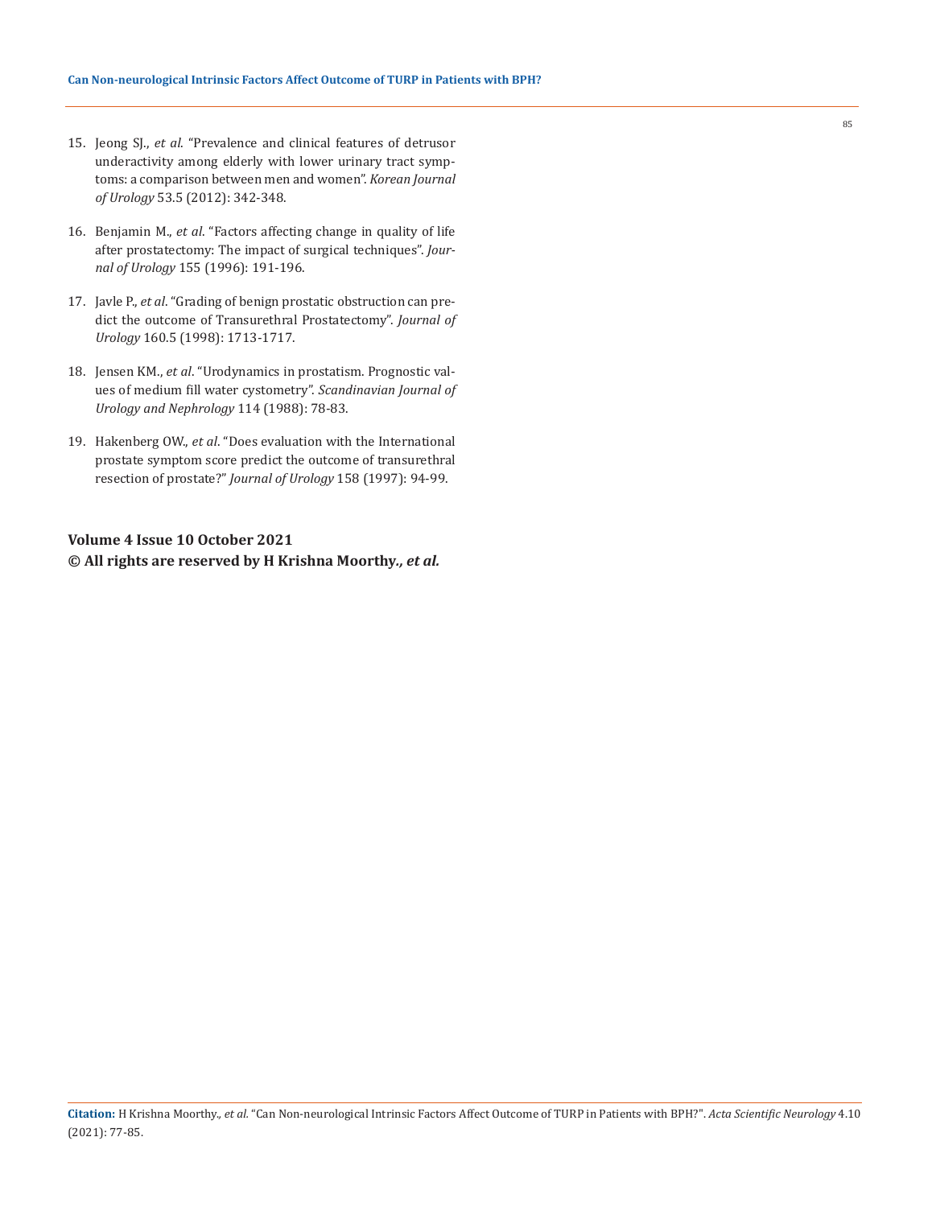15. Jeong SJ., *et al*. "Prevalence and clinical features of detrusor underactivity among elderly with lower urinary tract symptoms: a comparison between men and women". *Korean Journal of Urology* 53.5 (2012): 342-348.

16. Benjamin M., *et al*. "Factors affecting change in quality of life after prostatectomy: The impact of surgical techniques". *Journal of Urology* 155 (1996): 191-196.

17. Javle P., *et al*. "Grading of benign prostatic obstruction can predict the outcome of Transurethral Prostatectomy". *Journal of Urology* 160.5 (1998): 1713-1717.

18. Jensen KM., *et al*. "Urodynamics in prostatism. Prognostic values of medium fill water cystometry". *Scandinavian Journal of Urology and Nephrology* 114 (1988): 78-83.

19. Hakenberg OW., *et al*. "Does evaluation with the International prostate symptom score predict the outcome of transurethral resection of prostate?" *Journal of Urology* 158 (1997): 94-99.

**Volume 4 Issue 10 October 2021**
**© All rights are reserved by H Krishna Moorthy*., et al.***